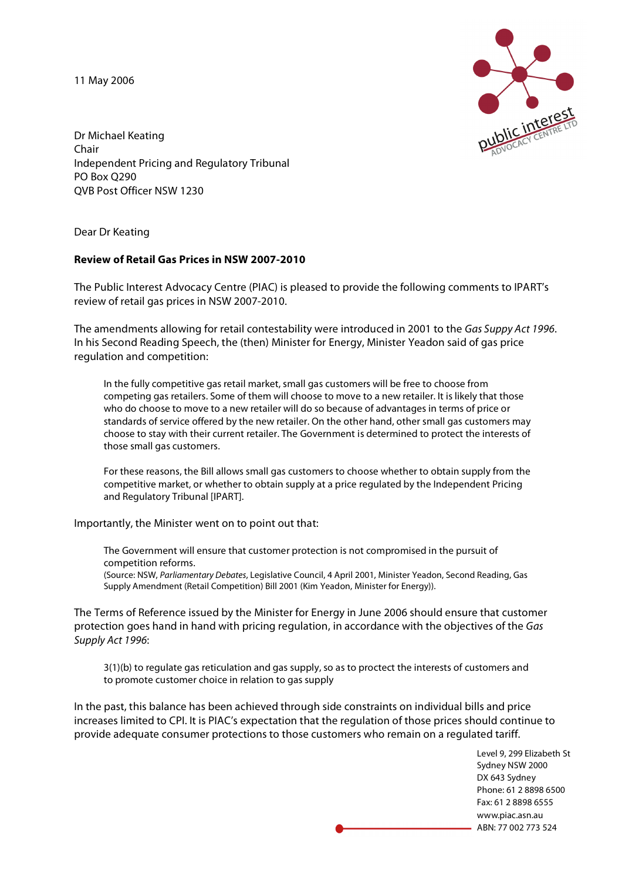11 May 2006

Dr Michael Keating
Chair
Independent Pricing and Regulatory Tribunal
PO Box Q290
QVB Post Officer NSW 1230

Dear Dr Keating

**Review of Retail Gas Prices in NSW 2007-2010**

The Public Interest Advocacy Centre (PIAC) is pleased to provide the following comments to IPART's review of retail gas prices in NSW 2007-2010.

The amendments allowing for retail contestability were introduced in 2001 to the *Gas Suppy Act 1996*. In his Second Reading Speech, the (then) Minister for Energy, Minister Yeadon said of gas price regulation and competition:

> In the fully competitive gas retail market, small gas customers will be free to choose from competing gas retailers. Some of them will choose to move to a new retailer. It is likely that those who do choose to move to a new retailer will do so because of advantages in terms of price or standards of service offered by the new retailer. On the other hand, other small gas customers may choose to stay with their current retailer. The Government is determined to protect the interests of those small gas customers.
>
> For these reasons, the Bill allows small gas customers to choose whether to obtain supply from the competitive market, or whether to obtain supply at a price regulated by the Independent Pricing and Regulatory Tribunal [IPART].

Importantly, the Minister went on to point out that:

> The Government will ensure that customer protection is not compromised in the pursuit of competition reforms.
> (Source: NSW, *Parliamentary Debates*, Legislative Council, 4 April 2001, Minister Yeadon, Second Reading, Gas Supply Amendment (Retail Competition) Bill 2001 (Kim Yeadon, Minister for Energy)).

The Terms of Reference issued by the Minister for Energy in June 2006 should ensure that customer protection goes hand in hand with pricing regulation, in accordance with the objectives of the *Gas Supply Act 1996*:

> 3(1)(b) to regulate gas reticulation and gas supply, so as to proctect the interests of customers and to promote customer choice in relation to gas supply

In the past, this balance has been achieved through side constraints on individual bills and price increases limited to CPI. It is PIAC's expectation that the regulation of those prices should continue to provide adequate consumer protections to those customers who remain on a regulated tariff.

Level 9, 299 Elizabeth St
Sydney NSW 2000
DX 643 Sydney
Phone: 61 2 8898 6500
Fax: 61 2 8898 6555
www.piac.asn.au
ABN: 77 002 773 524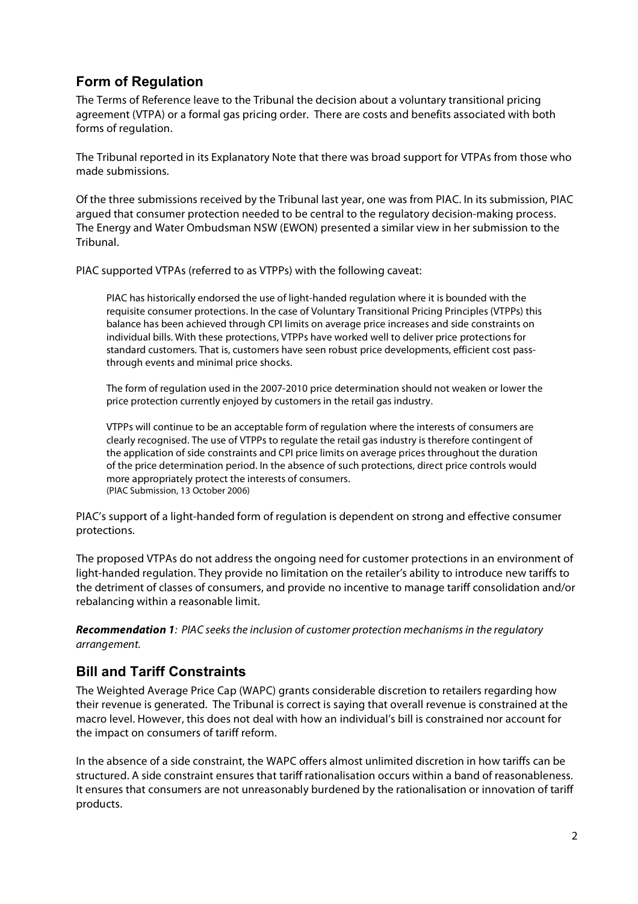## Form of Regulation

The Terms of Reference leave to the Tribunal the decision about a voluntary transitional pricing agreement (VTPA) or a formal gas pricing order. There are costs and benefits associated with both forms of regulation.

The Tribunal reported in its Explanatory Note that there was broad support for VTPAs from those who made submissions.

Of the three submissions received by the Tribunal last year, one was from PIAC. In its submission, PIAC argued that consumer protection needed to be central to the regulatory decision-making process. The Energy and Water Ombudsman NSW (EWON) presented a similar view in her submission to the Tribunal.

PIAC supported VTPAs (referred to as VTPPs) with the following caveat:

> PIAC has historically endorsed the use of light-handed regulation where it is bounded with the requisite consumer protections. In the case of Voluntary Transitional Pricing Principles (VTPPs) this balance has been achieved through CPI limits on average price increases and side constraints on individual bills. With these protections, VTPPs have worked well to deliver price protections for standard customers. That is, customers have seen robust price developments, efficient cost pass-through events and minimal price shocks.
>
> The form of regulation used in the 2007-2010 price determination should not weaken or lower the price protection currently enjoyed by customers in the retail gas industry.
>
> VTPPs will continue to be an acceptable form of regulation where the interests of consumers are clearly recognised. The use of VTPPs to regulate the retail gas industry is therefore contingent of the application of side constraints and CPI price limits on average prices throughout the duration of the price determination period. In the absence of such protections, direct price controls would more appropriately protect the interests of consumers.
> (PIAC Submission, 13 October 2006)

PIAC's support of a light-handed form of regulation is dependent on strong and effective consumer protections.

The proposed VTPAs do not address the ongoing need for customer protections in an environment of light-handed regulation. They provide no limitation on the retailer's ability to introduce new tariffs to the detriment of classes of consumers, and provide no incentive to manage tariff consolidation and/or rebalancing within a reasonable limit.

***Recommendation 1**: PIAC seeks the inclusion of customer protection mechanisms in the regulatory arrangement.*

## Bill and Tariff Constraints

The Weighted Average Price Cap (WAPC) grants considerable discretion to retailers regarding how their revenue is generated. The Tribunal is correct is saying that overall revenue is constrained at the macro level. However, this does not deal with how an individual's bill is constrained nor account for the impact on consumers of tariff reform.

In the absence of a side constraint, the WAPC offers almost unlimited discretion in how tariffs can be structured. A side constraint ensures that tariff rationalisation occurs within a band of reasonableness. It ensures that consumers are not unreasonably burdened by the rationalisation or innovation of tariff products.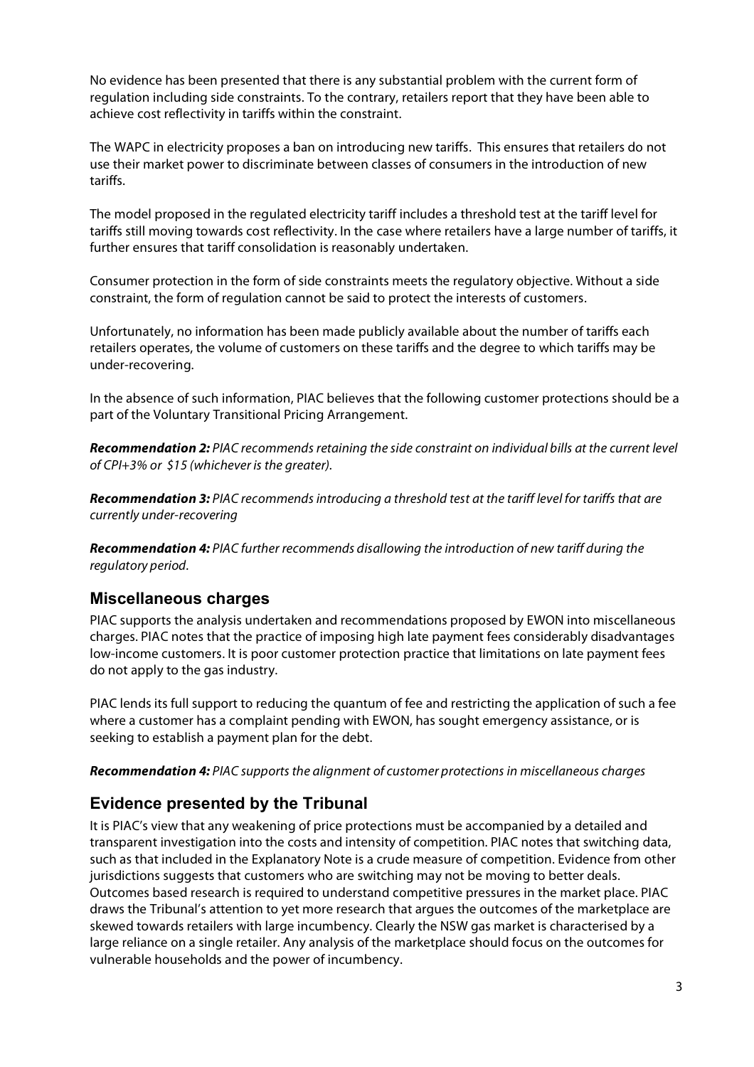No evidence has been presented that there is any substantial problem with the current form of regulation including side constraints. To the contrary, retailers report that they have been able to achieve cost reflectivity in tariffs within the constraint.

The WAPC in electricity proposes a ban on introducing new tariffs. This ensures that retailers do not use their market power to discriminate between classes of consumers in the introduction of new tariffs.

The model proposed in the regulated electricity tariff includes a threshold test at the tariff level for tariffs still moving towards cost reflectivity. In the case where retailers have a large number of tariffs, it further ensures that tariff consolidation is reasonably undertaken.

Consumer protection in the form of side constraints meets the regulatory objective. Without a side constraint, the form of regulation cannot be said to protect the interests of customers.

Unfortunately, no information has been made publicly available about the number of tariffs each retailers operates, the volume of customers on these tariffs and the degree to which tariffs may be under-recovering.

In the absence of such information, PIAC believes that the following customer protections should be a part of the Voluntary Transitional Pricing Arrangement.

***Recommendation 2:*** *PIAC recommends retaining the side constraint on individual bills at the current level of CPI+3% or $15 (whichever is the greater).*

***Recommendation 3:*** *PIAC recommends introducing a threshold test at the tariff level for tariffs that are currently under-recovering*

***Recommendation 4:*** *PIAC further recommends disallowing the introduction of new tariff during the regulatory period.*

## Miscellaneous charges

PIAC supports the analysis undertaken and recommendations proposed by EWON into miscellaneous charges. PIAC notes that the practice of imposing high late payment fees considerably disadvantages low-income customers. It is poor customer protection practice that limitations on late payment fees do not apply to the gas industry.

PIAC lends its full support to reducing the quantum of fee and restricting the application of such a fee where a customer has a complaint pending with EWON, has sought emergency assistance, or is seeking to establish a payment plan for the debt.

***Recommendation 4:*** *PIAC supports the alignment of customer protections in miscellaneous charges*

## Evidence presented by the Tribunal

It is PIAC's view that any weakening of price protections must be accompanied by a detailed and transparent investigation into the costs and intensity of competition. PIAC notes that switching data, such as that included in the Explanatory Note is a crude measure of competition. Evidence from other jurisdictions suggests that customers who are switching may not be moving to better deals. Outcomes based research is required to understand competitive pressures in the market place. PIAC draws the Tribunal's attention to yet more research that argues the outcomes of the marketplace are skewed towards retailers with large incumbency. Clearly the NSW gas market is characterised by a large reliance on a single retailer. Any analysis of the marketplace should focus on the outcomes for vulnerable households and the power of incumbency.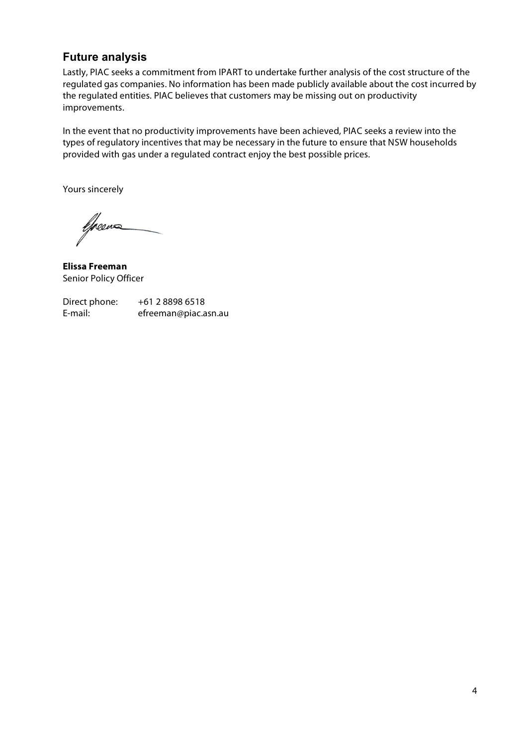## Future analysis

Lastly, PIAC seeks a commitment from IPART to undertake further analysis of the cost structure of the regulated gas companies. No information has been made publicly available about the cost incurred by the regulated entities. PIAC believes that customers may be missing out on productivity improvements.

In the event that no productivity improvements have been achieved, PIAC seeks a review into the types of regulatory incentives that may be necessary in the future to ensure that NSW households provided with gas under a regulated contract enjoy the best possible prices.

Yours sincerely

**Elissa Freeman**
Senior Policy Officer

Direct phone: +61 2 8898 6518
E-mail: efreeman@piac.asn.au